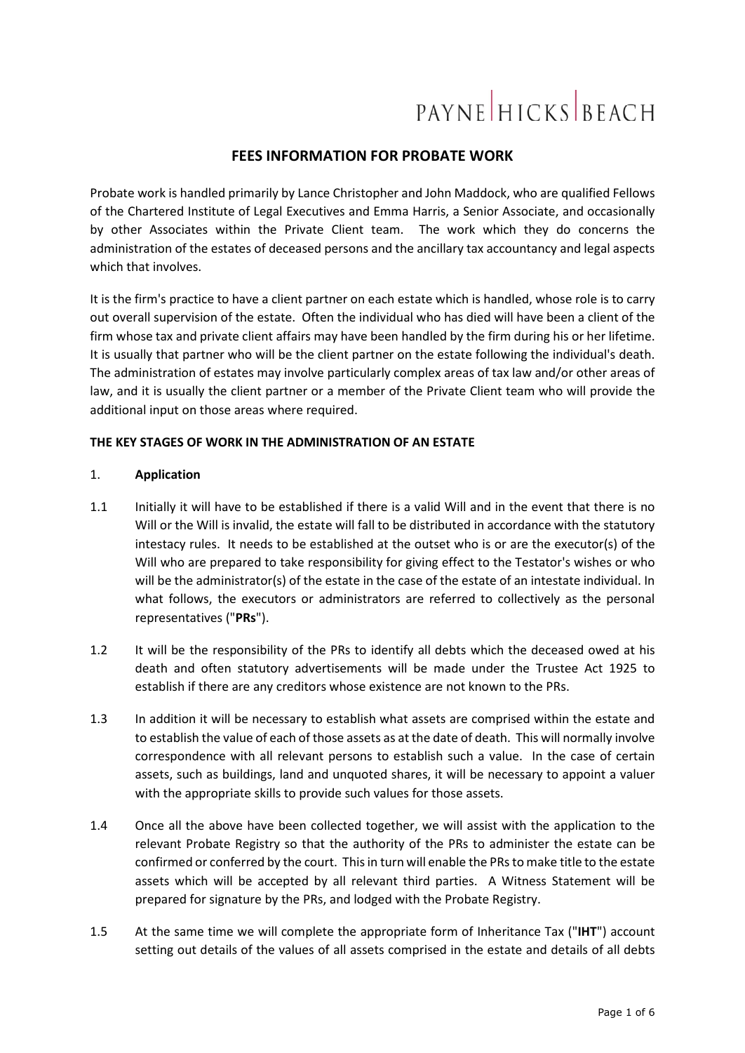# FEES INFORMATION FOR PROBATE WORK

Probate work is handled primarily by Lance Christopher and John Maddock, who are qualified Fellows of the Chartered Institute of Legal Executives and Emma Harris, a Senior Associate, and occasionally by other Associates within the Private Client team. The work which they do concerns the administration of the estates of deceased persons and the ancillary tax accountancy and legal aspects which that involves.

It is the firm's practice to have a client partner on each estate which is handled, whose role is to carry out overall supervision of the estate. Often the individual who has died will have been a client of the firm whose tax and private client affairs may have been handled by the firm during his or her lifetime. It is usually that partner who will be the client partner on the estate following the individual's death. The administration of estates may involve particularly complex areas of tax law and/or other areas of law, and it is usually the client partner or a member of the Private Client team who will provide the additional input on those areas where required.

## THE KEY STAGES OF WORK IN THE ADMINISTRATION OF AN ESTATE

### 1. Application

1.1 Initially it will have to be established if there is a valid Will and in the event that there is no Will or the Will is invalid, the estate will fall to be distributed in accordance with the statutory intestacy rules. It needs to be established at the outset who is or are the executor(s) of the Will who are prepared to take responsibility for giving effect to the Testator's wishes or who will be the administrator(s) of the estate in the case of the estate of an intestate individual. In what follows, the executors or administrators are referred to collectively as the personal representatives ("**PRs**").

1.2 It will be the responsibility of the PRs to identify all debts which the deceased owed at his death and often statutory advertisements will be made under the Trustee Act 1925 to establish if there are any creditors whose existence are not known to the PRs.

1.3 In addition it will be necessary to establish what assets are comprised within the estate and to establish the value of each of those assets as at the date of death. This will normally involve correspondence with all relevant persons to establish such a value. In the case of certain assets, such as buildings, land and unquoted shares, it will be necessary to appoint a valuer with the appropriate skills to provide such values for those assets.

1.4 Once all the above have been collected together, we will assist with the application to the relevant Probate Registry so that the authority of the PRs to administer the estate can be confirmed or conferred by the court. This in turn will enable the PRs to make title to the estate assets which will be accepted by all relevant third parties. A Witness Statement will be prepared for signature by the PRs, and lodged with the Probate Registry.

1.5 At the same time we will complete the appropriate form of Inheritance Tax ("**IHT**") account setting out details of the values of all assets comprised in the estate and details of all debts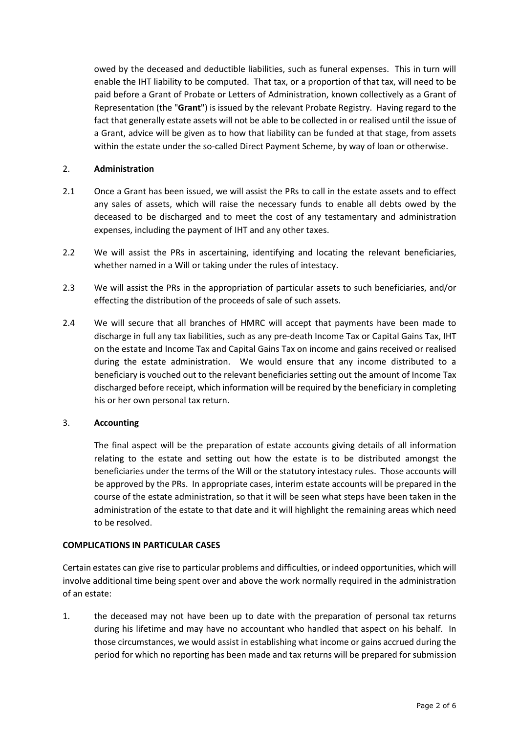owed by the deceased and deductible liabilities, such as funeral expenses. This in turn will enable the IHT liability to be computed. That tax, or a proportion of that tax, will need to be paid before a Grant of Probate or Letters of Administration, known collectively as a Grant of Representation (the "**Grant**") is issued by the relevant Probate Registry. Having regard to the fact that generally estate assets will not be able to be collected in or realised until the issue of a Grant, advice will be given as to how that liability can be funded at that stage, from assets within the estate under the so-called Direct Payment Scheme, by way of loan or otherwise.

2. **Administration**

2.1 Once a Grant has been issued, we will assist the PRs to call in the estate assets and to effect any sales of assets, which will raise the necessary funds to enable all debts owed by the deceased to be discharged and to meet the cost of any testamentary and administration expenses, including the payment of IHT and any other taxes.

2.2 We will assist the PRs in ascertaining, identifying and locating the relevant beneficiaries, whether named in a Will or taking under the rules of intestacy.

2.3 We will assist the PRs in the appropriation of particular assets to such beneficiaries, and/or effecting the distribution of the proceeds of sale of such assets.

2.4 We will secure that all branches of HMRC will accept that payments have been made to discharge in full any tax liabilities, such as any pre-death Income Tax or Capital Gains Tax, IHT on the estate and Income Tax and Capital Gains Tax on income and gains received or realised during the estate administration. We would ensure that any income distributed to a beneficiary is vouched out to the relevant beneficiaries setting out the amount of Income Tax discharged before receipt, which information will be required by the beneficiary in completing his or her own personal tax return.

3. **Accounting**

The final aspect will be the preparation of estate accounts giving details of all information relating to the estate and setting out how the estate is to be distributed amongst the beneficiaries under the terms of the Will or the statutory intestacy rules. Those accounts will be approved by the PRs. In appropriate cases, interim estate accounts will be prepared in the course of the estate administration, so that it will be seen what steps have been taken in the administration of the estate to that date and it will highlight the remaining areas which need to be resolved.

**COMPLICATIONS IN PARTICULAR CASES**

Certain estates can give rise to particular problems and difficulties, or indeed opportunities, which will involve additional time being spent over and above the work normally required in the administration of an estate:

1. the deceased may not have been up to date with the preparation of personal tax returns during his lifetime and may have no accountant who handled that aspect on his behalf. In those circumstances, we would assist in establishing what income or gains accrued during the period for which no reporting has been made and tax returns will be prepared for submission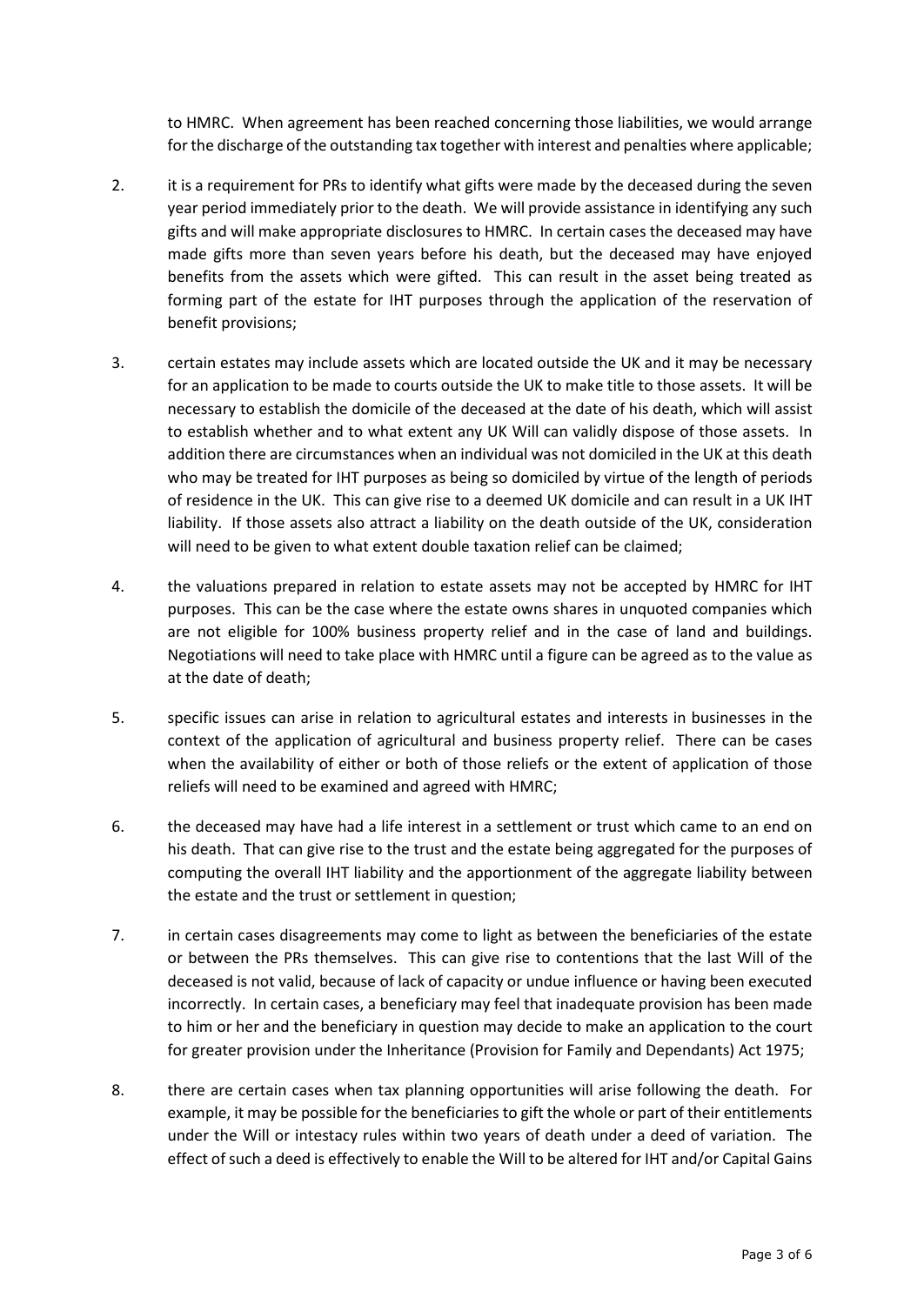to HMRC. When agreement has been reached concerning those liabilities, we would arrange for the discharge of the outstanding tax together with interest and penalties where applicable;

2. it is a requirement for PRs to identify what gifts were made by the deceased during the seven year period immediately prior to the death. We will provide assistance in identifying any such gifts and will make appropriate disclosures to HMRC. In certain cases the deceased may have made gifts more than seven years before his death, but the deceased may have enjoyed benefits from the assets which were gifted. This can result in the asset being treated as forming part of the estate for IHT purposes through the application of the reservation of benefit provisions;

3. certain estates may include assets which are located outside the UK and it may be necessary for an application to be made to courts outside the UK to make title to those assets. It will be necessary to establish the domicile of the deceased at the date of his death, which will assist to establish whether and to what extent any UK Will can validly dispose of those assets. In addition there are circumstances when an individual was not domiciled in the UK at this death who may be treated for IHT purposes as being so domiciled by virtue of the length of periods of residence in the UK. This can give rise to a deemed UK domicile and can result in a UK IHT liability. If those assets also attract a liability on the death outside of the UK, consideration will need to be given to what extent double taxation relief can be claimed;

4. the valuations prepared in relation to estate assets may not be accepted by HMRC for IHT purposes. This can be the case where the estate owns shares in unquoted companies which are not eligible for 100% business property relief and in the case of land and buildings. Negotiations will need to take place with HMRC until a figure can be agreed as to the value as at the date of death;

5. specific issues can arise in relation to agricultural estates and interests in businesses in the context of the application of agricultural and business property relief. There can be cases when the availability of either or both of those reliefs or the extent of application of those reliefs will need to be examined and agreed with HMRC;

6. the deceased may have had a life interest in a settlement or trust which came to an end on his death. That can give rise to the trust and the estate being aggregated for the purposes of computing the overall IHT liability and the apportionment of the aggregate liability between the estate and the trust or settlement in question;

7. in certain cases disagreements may come to light as between the beneficiaries of the estate or between the PRs themselves. This can give rise to contentions that the last Will of the deceased is not valid, because of lack of capacity or undue influence or having been executed incorrectly. In certain cases, a beneficiary may feel that inadequate provision has been made to him or her and the beneficiary in question may decide to make an application to the court for greater provision under the Inheritance (Provision for Family and Dependants) Act 1975;

8. there are certain cases when tax planning opportunities will arise following the death. For example, it may be possible for the beneficiaries to gift the whole or part of their entitlements under the Will or intestacy rules within two years of death under a deed of variation. The effect of such a deed is effectively to enable the Will to be altered for IHT and/or Capital Gains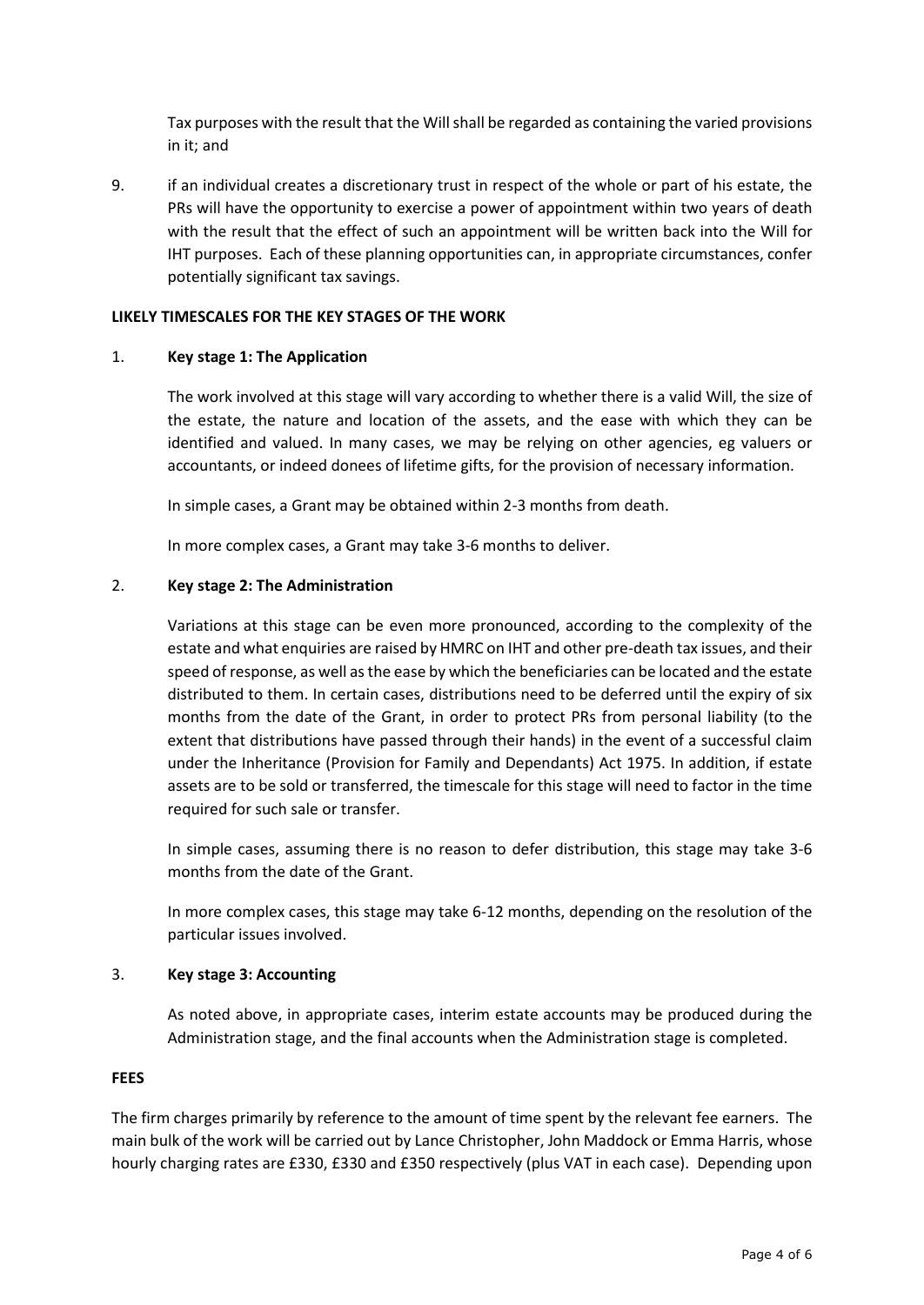Tax purposes with the result that the Will shall be regarded as containing the varied provisions in it; and

9. if an individual creates a discretionary trust in respect of the whole or part of his estate, the PRs will have the opportunity to exercise a power of appointment within two years of death with the result that the effect of such an appointment will be written back into the Will for IHT purposes. Each of these planning opportunities can, in appropriate circumstances, confer potentially significant tax savings.

**LIKELY TIMESCALES FOR THE KEY STAGES OF THE WORK**

1. **Key stage 1: The Application**

   The work involved at this stage will vary according to whether there is a valid Will, the size of the estate, the nature and location of the assets, and the ease with which they can be identified and valued. In many cases, we may be relying on other agencies, eg valuers or accountants, or indeed donees of lifetime gifts, for the provision of necessary information.

   In simple cases, a Grant may be obtained within 2-3 months from death.

   In more complex cases, a Grant may take 3-6 months to deliver.

2. **Key stage 2: The Administration**

   Variations at this stage can be even more pronounced, according to the complexity of the estate and what enquiries are raised by HMRC on IHT and other pre-death tax issues, and their speed of response, as well as the ease by which the beneficiaries can be located and the estate distributed to them. In certain cases, distributions need to be deferred until the expiry of six months from the date of the Grant, in order to protect PRs from personal liability (to the extent that distributions have passed through their hands) in the event of a successful claim under the Inheritance (Provision for Family and Dependants) Act 1975. In addition, if estate assets are to be sold or transferred, the timescale for this stage will need to factor in the time required for such sale or transfer.

   In simple cases, assuming there is no reason to defer distribution, this stage may take 3-6 months from the date of the Grant.

   In more complex cases, this stage may take 6-12 months, depending on the resolution of the particular issues involved.

3. **Key stage 3: Accounting**

   As noted above, in appropriate cases, interim estate accounts may be produced during the Administration stage, and the final accounts when the Administration stage is completed.

**FEES**

The firm charges primarily by reference to the amount of time spent by the relevant fee earners. The main bulk of the work will be carried out by Lance Christopher, John Maddock or Emma Harris, whose hourly charging rates are £330, £330 and £350 respectively (plus VAT in each case). Depending upon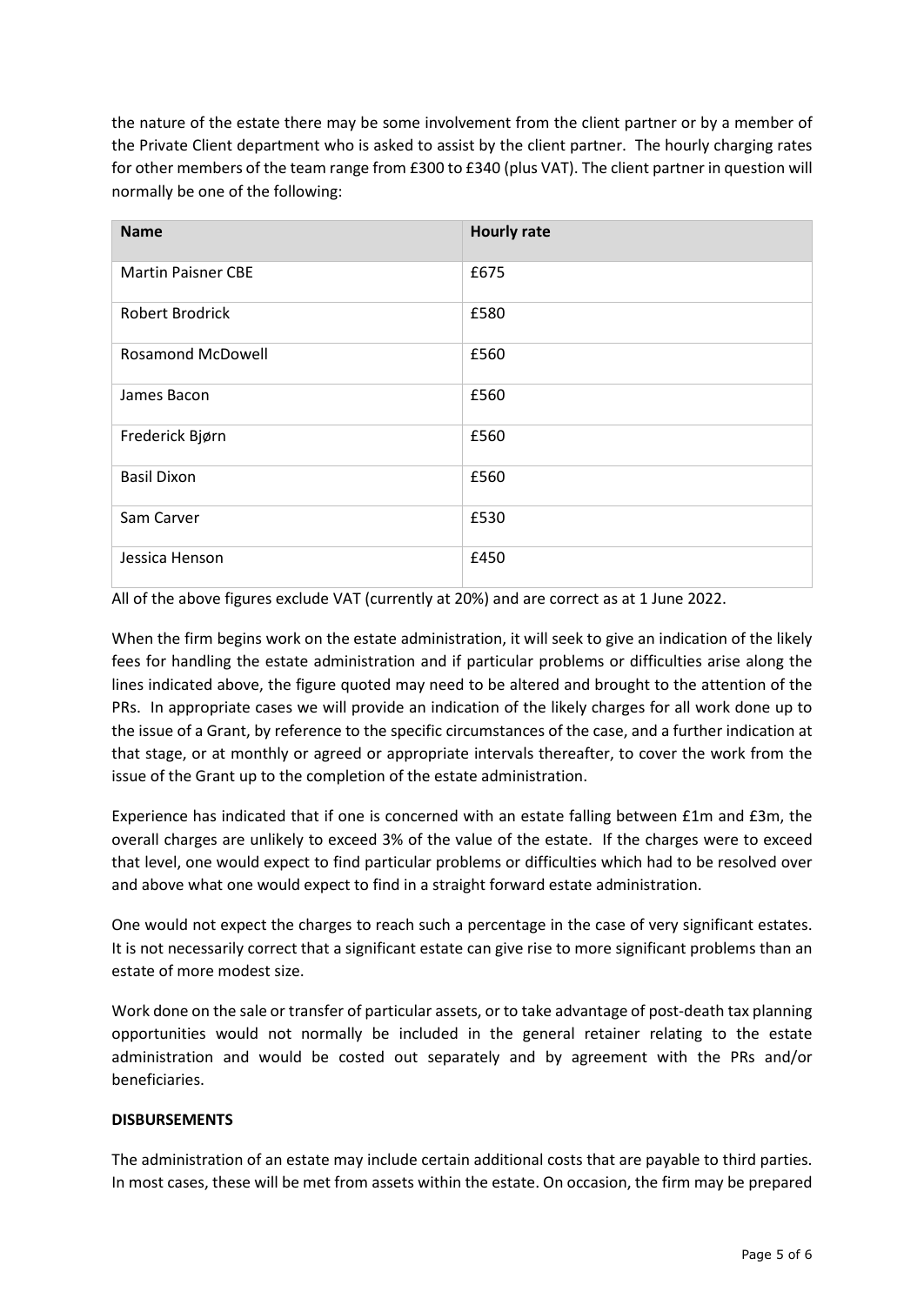the nature of the estate there may be some involvement from the client partner or by a member of the Private Client department who is asked to assist by the client partner. The hourly charging rates for other members of the team range from £300 to £340 (plus VAT). The client partner in question will normally be one of the following:

| Name | Hourly rate |
|---|---|
| Martin Paisner CBE | £675 |
| Robert Brodrick | £580 |
| Rosamond McDowell | £560 |
| James Bacon | £560 |
| Frederick Bjørn | £560 |
| Basil Dixon | £560 |
| Sam Carver | £530 |
| Jessica Henson | £450 |

All of the above figures exclude VAT (currently at 20%) and are correct as at 1 June 2022.

When the firm begins work on the estate administration, it will seek to give an indication of the likely fees for handling the estate administration and if particular problems or difficulties arise along the lines indicated above, the figure quoted may need to be altered and brought to the attention of the PRs. In appropriate cases we will provide an indication of the likely charges for all work done up to the issue of a Grant, by reference to the specific circumstances of the case, and a further indication at that stage, or at monthly or agreed or appropriate intervals thereafter, to cover the work from the issue of the Grant up to the completion of the estate administration.

Experience has indicated that if one is concerned with an estate falling between £1m and £3m, the overall charges are unlikely to exceed 3% of the value of the estate. If the charges were to exceed that level, one would expect to find particular problems or difficulties which had to be resolved over and above what one would expect to find in a straight forward estate administration.

One would not expect the charges to reach such a percentage in the case of very significant estates. It is not necessarily correct that a significant estate can give rise to more significant problems than an estate of more modest size.

Work done on the sale or transfer of particular assets, or to take advantage of post-death tax planning opportunities would not normally be included in the general retainer relating to the estate administration and would be costed out separately and by agreement with the PRs and/or beneficiaries.

**DISBURSEMENTS**

The administration of an estate may include certain additional costs that are payable to third parties. In most cases, these will be met from assets within the estate. On occasion, the firm may be prepared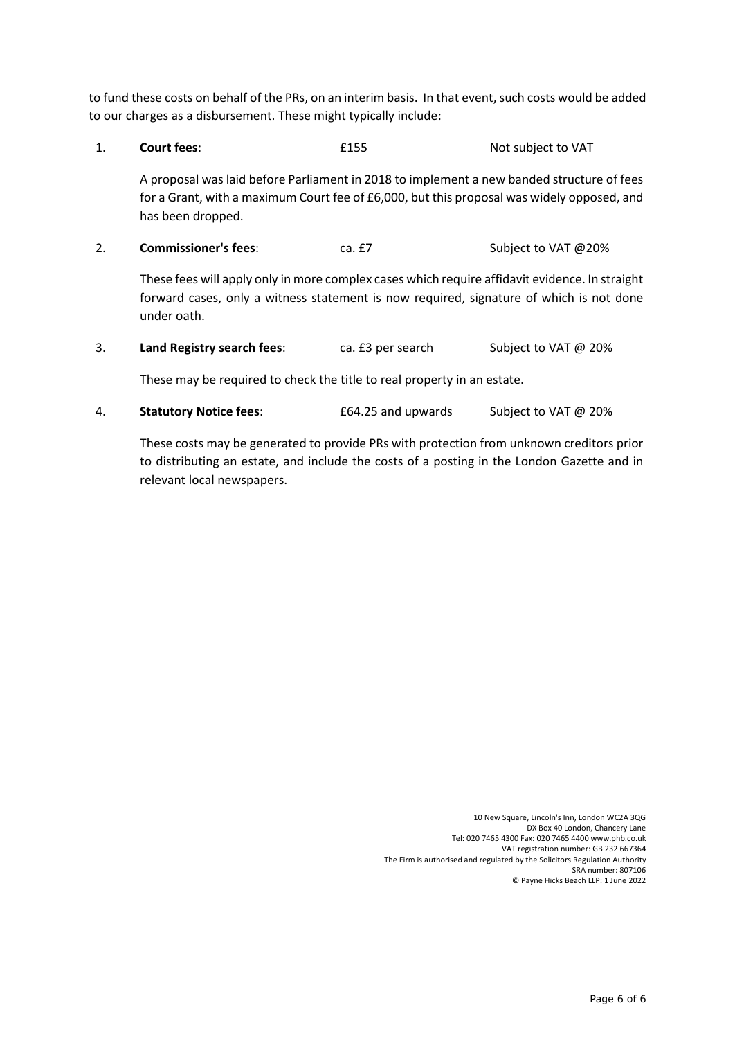to fund these costs on behalf of the PRs, on an interim basis. In that event, such costs would be added to our charges as a disbursement. These might typically include:

1. **Court fees**: £155 Not subject to VAT

   A proposal was laid before Parliament in 2018 to implement a new banded structure of fees for a Grant, with a maximum Court fee of £6,000, but this proposal was widely opposed, and has been dropped.

2. **Commissioner's fees**: ca. £7 Subject to VAT @20%

   These fees will apply only in more complex cases which require affidavit evidence. In straight forward cases, only a witness statement is now required, signature of which is not done under oath.

3. **Land Registry search fees**: ca. £3 per search Subject to VAT @ 20%

   These may be required to check the title to real property in an estate.

4. **Statutory Notice fees**: £64.25 and upwards Subject to VAT @ 20%

   These costs may be generated to provide PRs with protection from unknown creditors prior to distributing an estate, and include the costs of a posting in the London Gazette and in relevant local newspapers.

10 New Square, Lincoln's Inn, London WC2A 3QG
DX Box 40 London, Chancery Lane
Tel: 020 7465 4300 Fax: 020 7465 4400 www.phb.co.uk
VAT registration number: GB 232 667364
The Firm is authorised and regulated by the Solicitors Regulation Authority
SRA number: 807106
© Payne Hicks Beach LLP: 1 June 2022